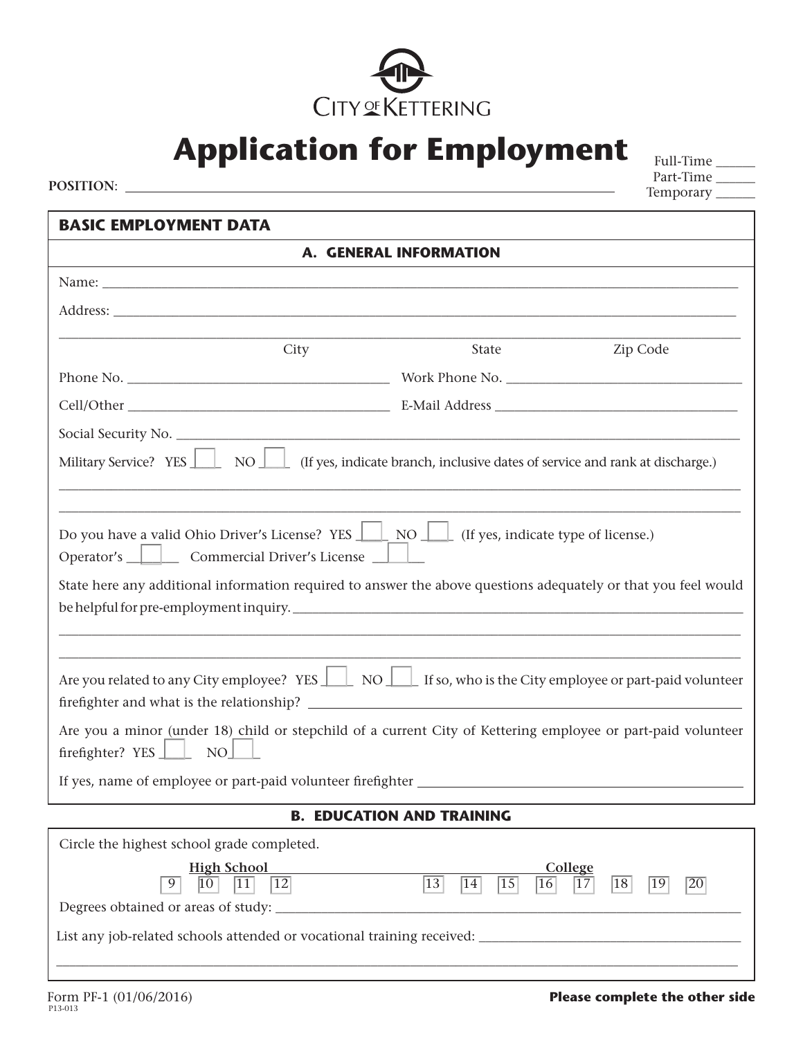CITY OF KETTERING

# Application for Employment

**POSITION**: ______________________________________________

Full-Time ______
Part-Time ______
Temporary ______

## BASIC EMPLOYMENT DATA

### A. GENERAL INFORMATION

Name: ______________________________________________

Address: ______________________________________________

______________________________________________
City State Zip Code

Phone No. ____________________ Work Phone No. ____________________

Cell/Other ____________________ E-Mail Address ____________________

Social Security No. ______________________________________________

Military Service? YES ☐ NO ☐ (If yes, indicate branch, inclusive dates of service and rank at discharge.)

______________________________________________

______________________________________________

Do you have a valid Ohio Driver's License? YES ☐ NO ☐ (If yes, indicate type of license.)
Operator's ☐ Commercial Driver's License ☐

State here any additional information required to answer the above questions adequately or that you feel would be helpful for pre-employment inquiry. ______________________________________________

______________________________________________

______________________________________________

Are you related to any City employee? YES ☐ NO ☐ If so, who is the City employee or part-paid volunteer firefighter and what is the relationship? ______________________________________________

Are you a minor (under 18) child or stepchild of a current City of Kettering employee or part-paid volunteer firefighter? YES ☐ NO ☐

If yes, name of employee or part-paid volunteer firefighter ______________________________________________

### B. EDUCATION AND TRAINING

Circle the highest school grade completed.

**High School**: 9 10 11 12

**College**: 13 14 15 16 17 18 19 20

Degrees obtained or areas of study: ______________________________________________

List any job-related schools attended or vocational training received: ______________________________________________

______________________________________________

Form PF-1 (01/06/2016)
P13-013

**Please complete the other side**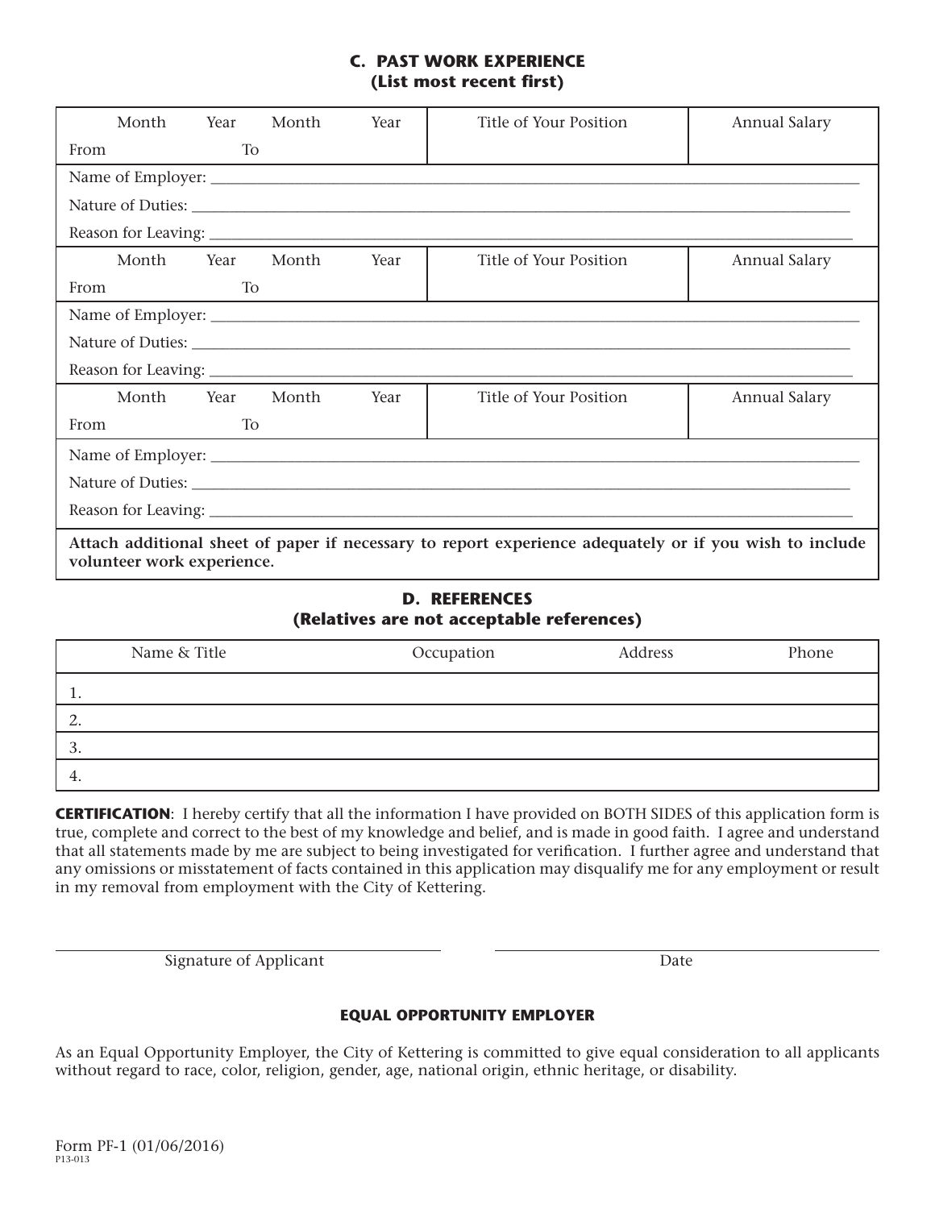### C. PAST WORK EXPERIENCE
### (List most recent first)

| Month Year From | Month Year To | Title of Your Position | Annual Salary |
|---|---|---|---|
| | | | |

Name of Employer: ______________________________

Nature of Duties: ______________________________

Reason for Leaving: ______________________________

| Month Year From | Month Year To | Title of Your Position | Annual Salary |
|---|---|---|---|
| | | | |

Name of Employer: ______________________________

Nature of Duties: ______________________________

Reason for Leaving: ______________________________

| Month Year From | Month Year To | Title of Your Position | Annual Salary |
|---|---|---|---|
| | | | |

Name of Employer: ______________________________

Nature of Duties: ______________________________

Reason for Leaving: ______________________________

**Attach additional sheet of paper if necessary to report experience adequately or if you wish to include volunteer work experience.**

### D. REFERENCES
### (Relatives are not acceptable references)

| Name & Title | Occupation | Address | Phone |
|---|---|---|---|
| 1. | | | |
| 2. | | | |
| 3. | | | |
| 4. | | | |

**CERTIFICATION**: I hereby certify that all the information I have provided on BOTH SIDES of this application form is true, complete and correct to the best of my knowledge and belief, and is made in good faith. I agree and understand that all statements made by me are subject to being investigated for verification. I further agree and understand that any omissions or misstatement of facts contained in this application may disqualify me for any employment or result in my removal from employment with the City of Kettering.

______________________________ Signature of Applicant

______________________________ Date

#### EQUAL OPPORTUNITY EMPLOYER

As an Equal Opportunity Employer, the City of Kettering is committed to give equal consideration to all applicants without regard to race, color, religion, gender, age, national origin, ethnic heritage, or disability.

Form PF-1 (01/06/2016)
P13-013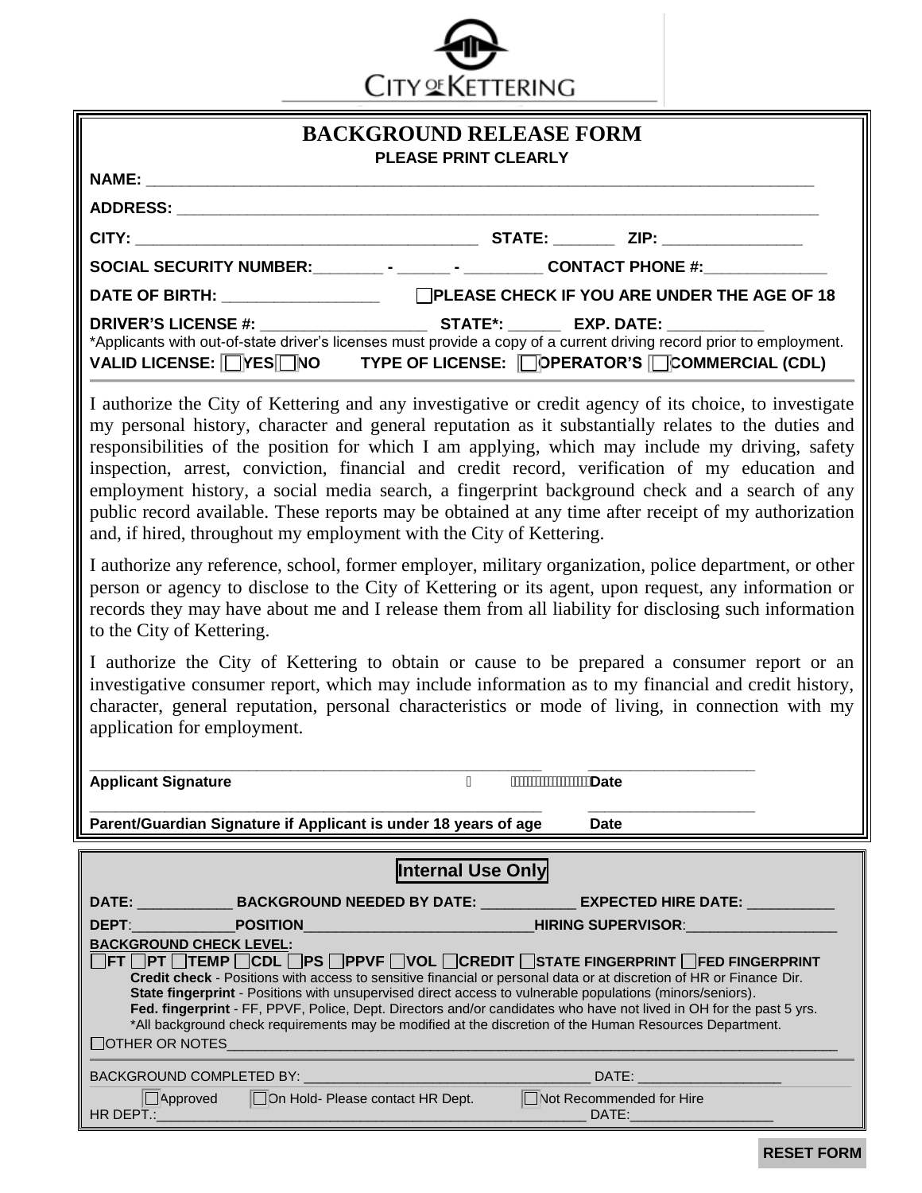CITY OF KETTERING

# BACKGROUND RELEASE FORM

**PLEASE PRINT CLEARLY**

**NAME:** ___________________________________________________________________________

**ADDRESS:** ________________________________________________________________________

**CITY:** ____________________________________ **STATE:** _______ **ZIP:** ________________

**SOCIAL SECURITY NUMBER:**________ - ______ - _________ **CONTACT PHONE #:**______________

**DATE OF BIRTH:** __________________ ☐ **PLEASE CHECK IF YOU ARE UNDER THE AGE OF 18**

**DRIVER'S LICENSE #:** ___________________ **STATE\*:** ______ **EXP. DATE:** ___________

\*Applicants with out-of-state driver's licenses must provide a copy of a current driving record prior to employment.

**VALID LICENSE:** ☐ **YES** ☐ **NO** **TYPE OF LICENSE:** ☐ **OPERATOR'S** ☐ **COMMERCIAL (CDL)**

I authorize the City of Kettering and any investigative or credit agency of its choice, to investigate my personal history, character and general reputation as it substantially relates to the duties and responsibilities of the position for which I am applying, which may include my driving, safety inspection, arrest, conviction, financial and credit record, verification of my education and employment history, a social media search, a fingerprint background check and a search of any public record available. These reports may be obtained at any time after receipt of my authorization and, if hired, throughout my employment with the City of Kettering.

I authorize any reference, school, former employer, military organization, police department, or other person or agency to disclose to the City of Kettering or its agent, upon request, any information or records they may have about me and I release them from all liability for disclosing such information to the City of Kettering.

I authorize the City of Kettering to obtain or cause to be prepared a consumer report or an investigative consumer report, which may include information as to my financial and credit history, character, general reputation, personal characteristics or mode of living, in connection with my application for employment.

_______________________________________________________ ____________________

**Applicant Signature** **Date**

_______________________________________________________ ____________________

**Parent/Guardian Signature if Applicant is under 18 years of age** **Date**

## Internal Use Only

**DATE:** ___________ **BACKGROUND NEEDED BY DATE:** ___________ **EXPECTED HIRE DATE:** ___________

**DEPT:**____________**POSITION**____________________________**HIRING SUPERVISOR:**___________________

**BACKGROUND CHECK LEVEL:**

☐ **FT** ☐ **PT** ☐ **TEMP** ☐ **CDL** ☐ **PS** ☐ **PPVF** ☐ **VOL** ☐ **CREDIT** ☐ **STATE FINGERPRINT** ☐ **FED FINGERPRINT**

**Credit check** - Positions with access to sensitive financial or personal data or at discretion of HR or Finance Dir.
**State fingerprint** - Positions with unsupervised direct access to vulnerable populations (minors/seniors).
**Fed. fingerprint** - FF, PPVF, Police, Dept. Directors and/or candidates who have not lived in OH for the past 5 yrs.
\*All background check requirements may be modified at the discretion of the Human Resources Department.

☐ OTHER OR NOTES______________________________________________________________________________

BACKGROUND COMPLETED BY: ____________________________________ DATE: __________________

☐ Approved ☐ On Hold- Please contact HR Dept. ☐ Not Recommended for Hire

HR DEPT.:________________________________________________________ DATE:__________________

RESET FORM